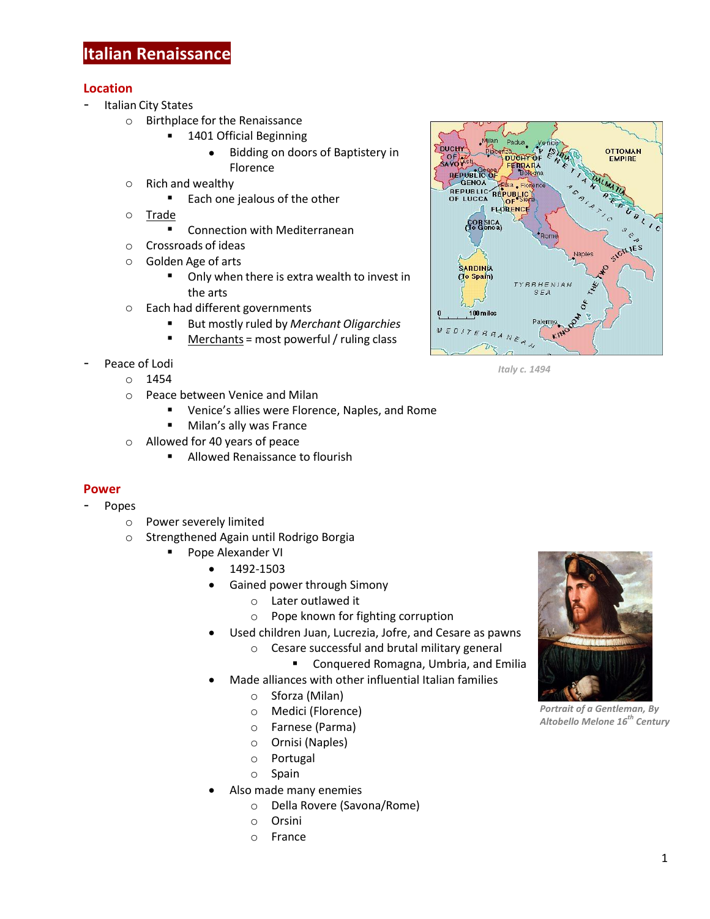# Italian Renaissance

## Location

- Italian City States
  - Birthplace for the Renaissance
    - 1401 Official Beginning
      - Bidding on doors of Baptistery in Florence
  - Rich and wealthy
    - Each one jealous of the other
  - Trade
    - Connection with Mediterranean
  - Crossroads of ideas
  - Golden Age of arts
    - Only when there is extra wealth to invest in the arts
  - Each had different governments
    - But mostly ruled by *Merchant Oligarchies*
    - Merchants = most powerful / ruling class

Italy c. 1494

- Peace of Lodi
  - 1454
  - Peace between Venice and Milan
    - Venice's allies were Florence, Naples, and Rome
    - Milan's ally was France
  - Allowed for 40 years of peace
    - Allowed Renaissance to flourish

## Power

- Popes
  - Power severely limited
  - Strengthened Again until Rodrigo Borgia
    - Pope Alexander VI
      - 1492-1503
      - Gained power through Simony
        - Later outlawed it
        - Pope known for fighting corruption
      - Used children Juan, Lucrezia, Jofre, and Cesare as pawns
        - Cesare successful and brutal military general
          - Conquered Romagna, Umbria, and Emilia
      - Made alliances with other influential Italian families
        - Sforza (Milan)
        - Medici (Florence)
        - Farnese (Parma)
        - Ornisi (Naples)
        - Portugal
        - Spain
      - Also made many enemies
        - Della Rovere (Savona/Rome)
        - Orsini
        - France

*Portrait of a Gentleman, By Altobello Melone 16th Century*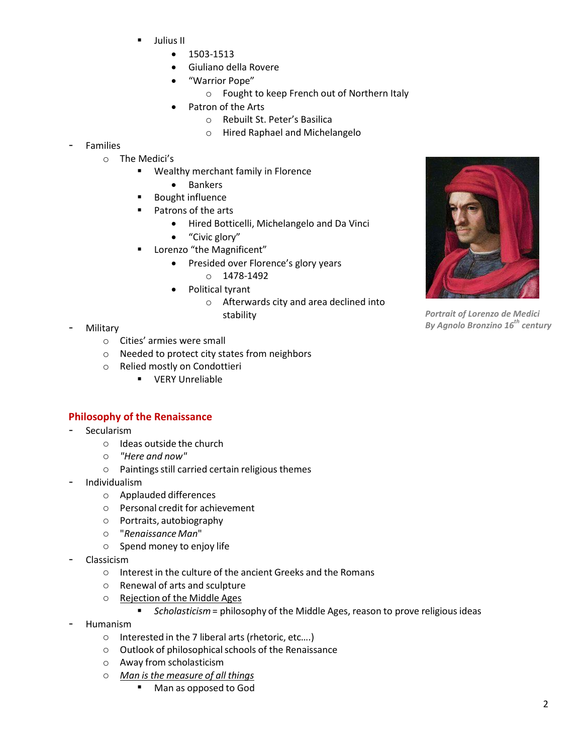- Julius II
  - 1503-1513
  - Giuliano della Rovere
  - "Warrior Pope"
    - Fought to keep French out of Northern Italy
  - Patron of the Arts
    - Rebuilt St. Peter's Basilica
    - Hired Raphael and Michelangelo

- Families
  - The Medici's
    - Wealthy merchant family in Florence
      - Bankers
    - Bought influence
    - Patrons of the arts
      - Hired Botticelli, Michelangelo and Da Vinci
      - "Civic glory"
    - Lorenzo "the Magnificent"
      - Presided over Florence's glory years
        - 1478-1492
      - Political tyrant
        - Afterwards city and area declined into stability

*Portrait of Lorenzo de Medici By Agnolo Bronzino 16th century*

- Military
  - Cities' armies were small
  - Needed to protect city states from neighbors
  - Relied mostly on Condottieri
    - VERY Unreliable

## Philosophy of the Renaissance

- Secularism
  - Ideas outside the church
  - *"Here and now"*
  - Paintings still carried certain religious themes
- Individualism
  - Applauded differences
  - Personal credit for achievement
  - Portraits, autobiography
  - "*Renaissance Man*"
  - Spend money to enjoy life
- Classicism
  - Interest in the culture of the ancient Greeks and the Romans
  - Renewal of arts and sculpture
  - Rejection of the Middle Ages
    - *Scholasticism* = philosophy of the Middle Ages, reason to prove religious ideas
- Humanism
  - Interested in the 7 liberal arts (rhetoric, etc….)
  - Outlook of philosophical schools of the Renaissance
  - Away from scholasticism
  - *Man is the measure of all things*
    - Man as opposed to God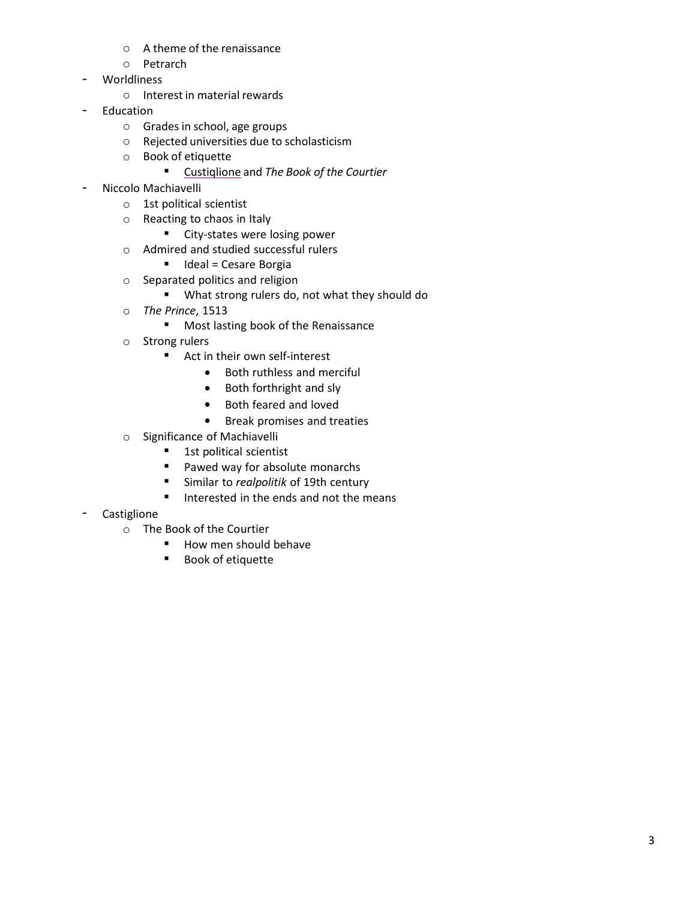- A theme of the renaissance
    - Petrarch
- Worldliness
    - Interest in material rewards
- Education
    - Grades in school, age groups
    - Rejected universities due to scholasticism
    - Book of etiquette
        - Custiqlione and *The Book of the Courtier*
- Niccolo Machiavelli
    - 1st political scientist
    - Reacting to chaos in Italy
        - City-states were losing power
    - Admired and studied successful rulers
        - Ideal = Cesare Borgia
    - Separated politics and religion
        - What strong rulers do, not what they should do
    - *The Prince*, 1513
        - Most lasting book of the Renaissance
    - Strong rulers
        - Act in their own self-interest
            - Both ruthless and merciful
            - Both forthright and sly
            - Both feared and loved
            - Break promises and treaties
    - Significance of Machiavelli
        - 1st political scientist
        - Pawed way for absolute monarchs
        - Similar to *realpolitik* of 19th century
        - Interested in the ends and not the means
- Castiglione
    - The Book of the Courtier
        - How men should behave
        - Book of etiquette